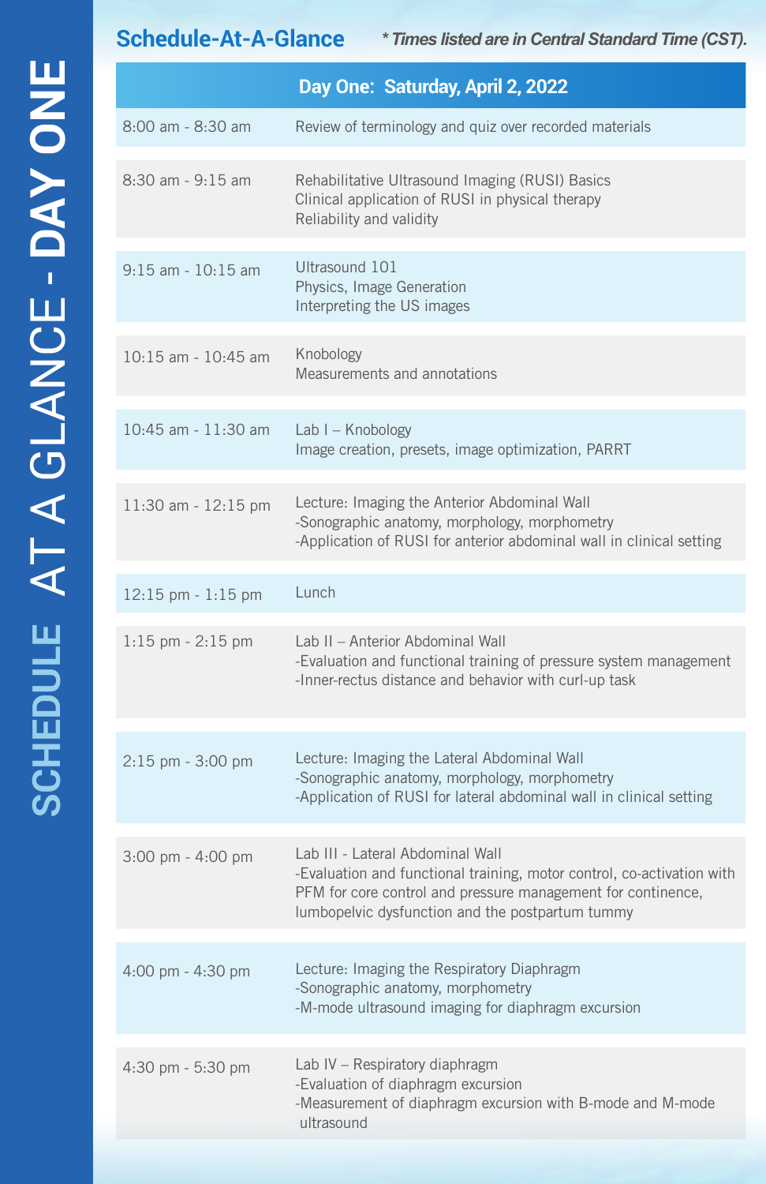# SCHEDULE AT A GLANCE - DAY ONE

## Schedule-At-A-Glance

***Times listed are in Central Standard Time (CST).***

| Day One: Saturday, April 2, 2022 | |
|---|---|
| 8:00 am - 8:30 am | Review of terminology and quiz over recorded materials |
| 8:30 am - 9:15 am | Rehabilitative Ultrasound Imaging (RUSI) Basics<br>Clinical application of RUSI in physical therapy<br>Reliability and validity |
| 9:15 am - 10:15 am | Ultrasound 101<br>Physics, Image Generation<br>Interpreting the US images |
| 10:15 am - 10:45 am | Knobology<br>Measurements and annotations |
| 10:45 am - 11:30 am | Lab I – Knobology<br>Image creation, presets, image optimization, PARRT |
| 11:30 am - 12:15 pm | Lecture: Imaging the Anterior Abdominal Wall<br>-Sonographic anatomy, morphology, morphometry<br>-Application of RUSI for anterior abdominal wall in clinical setting |
| 12:15 pm - 1:15 pm | Lunch |
| 1:15 pm - 2:15 pm | Lab II – Anterior Abdominal Wall<br>-Evaluation and functional training of pressure system management<br>-Inner-rectus distance and behavior with curl-up task |
| 2:15 pm - 3:00 pm | Lecture: Imaging the Lateral Abdominal Wall<br>-Sonographic anatomy, morphology, morphometry<br>-Application of RUSI for lateral abdominal wall in clinical setting |
| 3:00 pm - 4:00 pm | Lab III - Lateral Abdominal Wall<br>-Evaluation and functional training, motor control, co-activation with PFM for core control and pressure management for continence, lumbopelvic dysfunction and the postpartum tummy |
| 4:00 pm - 4:30 pm | Lecture: Imaging the Respiratory Diaphragm<br>-Sonographic anatomy, morphometry<br>-M-mode ultrasound imaging for diaphragm excursion |
| 4:30 pm - 5:30 pm | Lab IV – Respiratory diaphragm<br>-Evaluation of diaphragm excursion<br>-Measurement of diaphragm excursion with B-mode and M-mode ultrasound |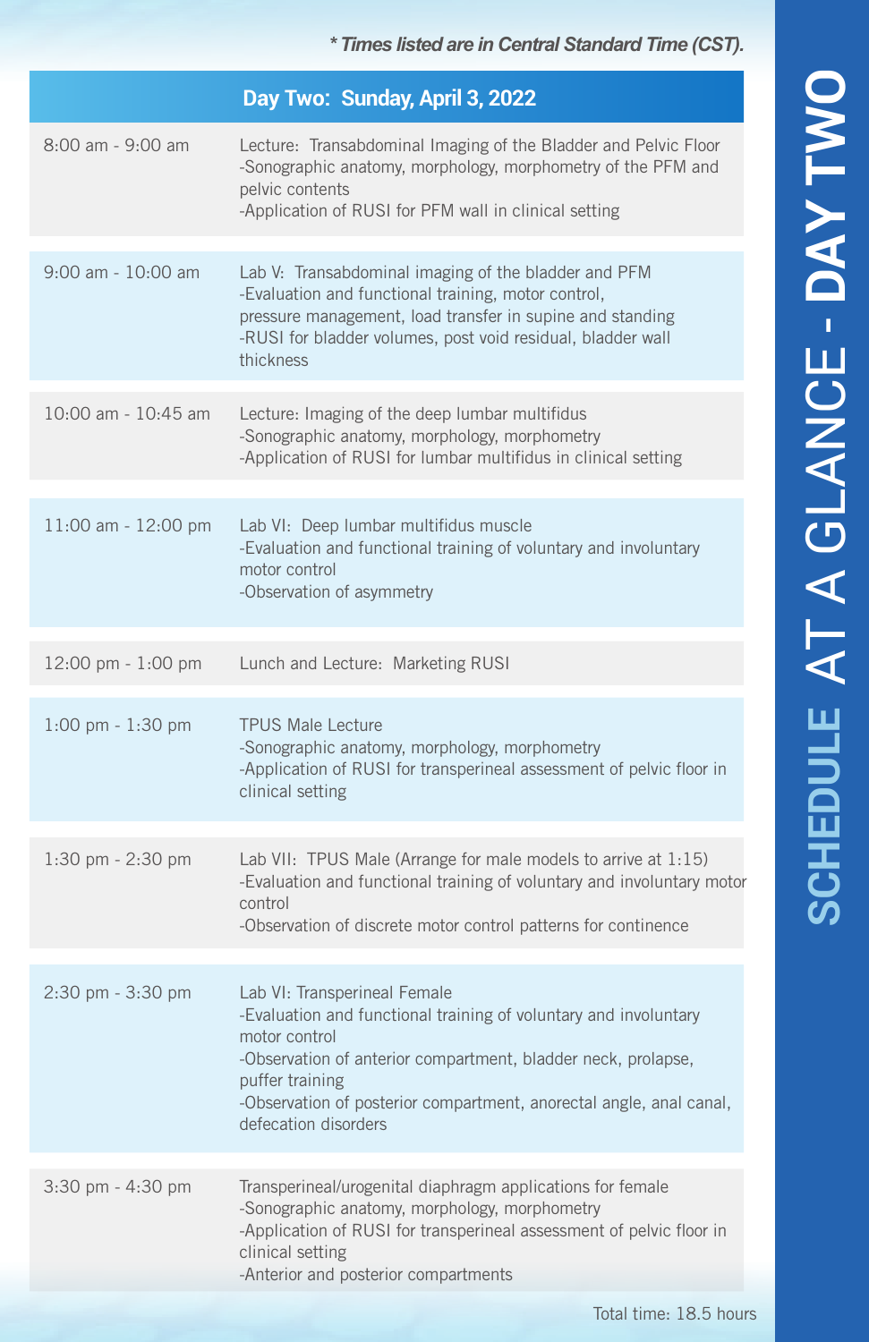*\* Times listed are in Central Standard Time (CST).*

# SCHEDULE AT A GLANCE - DAY TWO

| Day Two: Sunday, April 3, 2022 | |
|---|---|
| 8:00 am - 9:00 am | Lecture: Transabdominal Imaging of the Bladder and Pelvic Floor<br>-Sonographic anatomy, morphology, morphometry of the PFM and pelvic contents<br>-Application of RUSI for PFM wall in clinical setting |
| 9:00 am - 10:00 am | Lab V: Transabdominal imaging of the bladder and PFM<br>-Evaluation and functional training, motor control, pressure management, load transfer in supine and standing<br>-RUSI for bladder volumes, post void residual, bladder wall thickness |
| 10:00 am - 10:45 am | Lecture: Imaging of the deep lumbar multifidus<br>-Sonographic anatomy, morphology, morphometry<br>-Application of RUSI for lumbar multifidus in clinical setting |
| 11:00 am - 12:00 pm | Lab VI: Deep lumbar multifidus muscle<br>-Evaluation and functional training of voluntary and involuntary motor control<br>-Observation of asymmetry |
| 12:00 pm - 1:00 pm | Lunch and Lecture: Marketing RUSI |
| 1:00 pm - 1:30 pm | TPUS Male Lecture<br>-Sonographic anatomy, morphology, morphometry<br>-Application of RUSI for transperineal assessment of pelvic floor in clinical setting |
| 1:30 pm - 2:30 pm | Lab VII: TPUS Male (Arrange for male models to arrive at 1:15)<br>-Evaluation and functional training of voluntary and involuntary motor control<br>-Observation of discrete motor control patterns for continence |
| 2:30 pm - 3:30 pm | Lab VI: Transperineal Female<br>-Evaluation and functional training of voluntary and involuntary motor control<br>-Observation of anterior compartment, bladder neck, prolapse, puffer training<br>-Observation of posterior compartment, anorectal angle, anal canal, defecation disorders |
| 3:30 pm - 4:30 pm | Transperineal/urogenital diaphragm applications for female<br>-Sonographic anatomy, morphology, morphometry<br>-Application of RUSI for transperineal assessment of pelvic floor in clinical setting<br>-Anterior and posterior compartments |

Total time: 18.5 hours